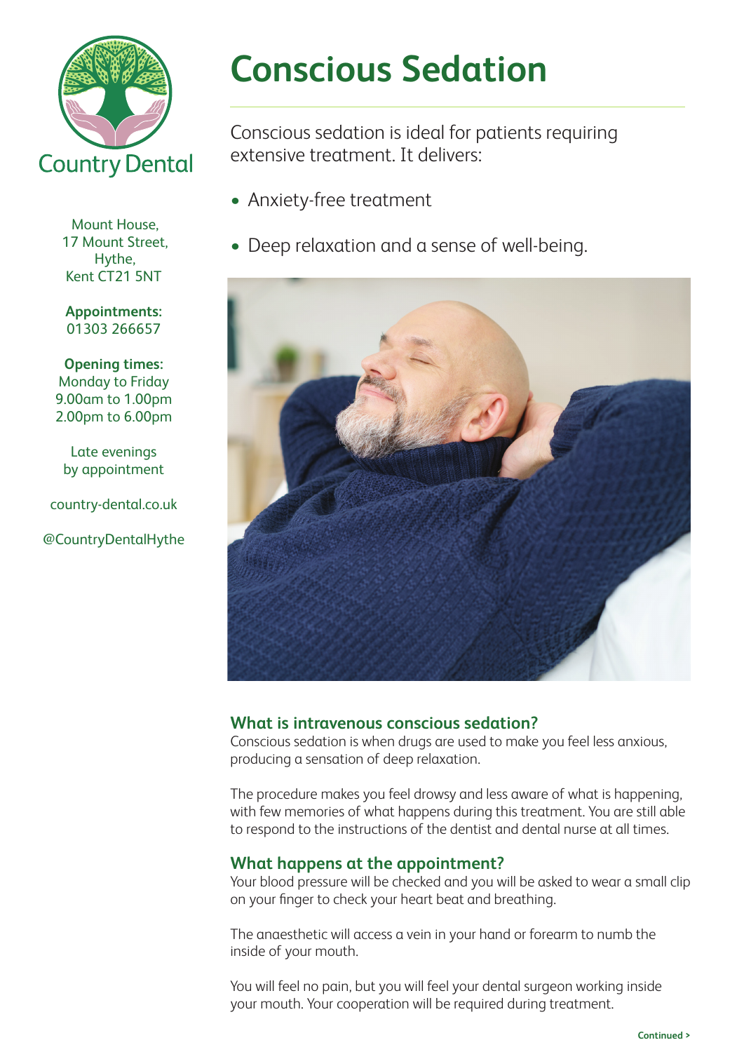Country Dental

Mount House,
17 Mount Street,
Hythe,
Kent CT21 5NT

**Appointments:**
01303 266657

**Opening times:**
Monday to Friday
9.00am to 1.00pm
2.00pm to 6.00pm

Late evenings
by appointment

country-dental.co.uk

@CountryDentalHythe

# Conscious Sedation

Conscious sedation is ideal for patients requiring extensive treatment. It delivers:

- Anxiety-free treatment
- Deep relaxation and a sense of well-being.

## What is intravenous conscious sedation?

Conscious sedation is when drugs are used to make you feel less anxious, producing a sensation of deep relaxation.

The procedure makes you feel drowsy and less aware of what is happening, with few memories of what happens during this treatment. You are still able to respond to the instructions of the dentist and dental nurse at all times.

## What happens at the appointment?

Your blood pressure will be checked and you will be asked to wear a small clip on your finger to check your heart beat and breathing.

The anaesthetic will access a vein in your hand or forearm to numb the inside of your mouth.

You will feel no pain, but you will feel your dental surgeon working inside your mouth. Your cooperation will be required during treatment.

Continued >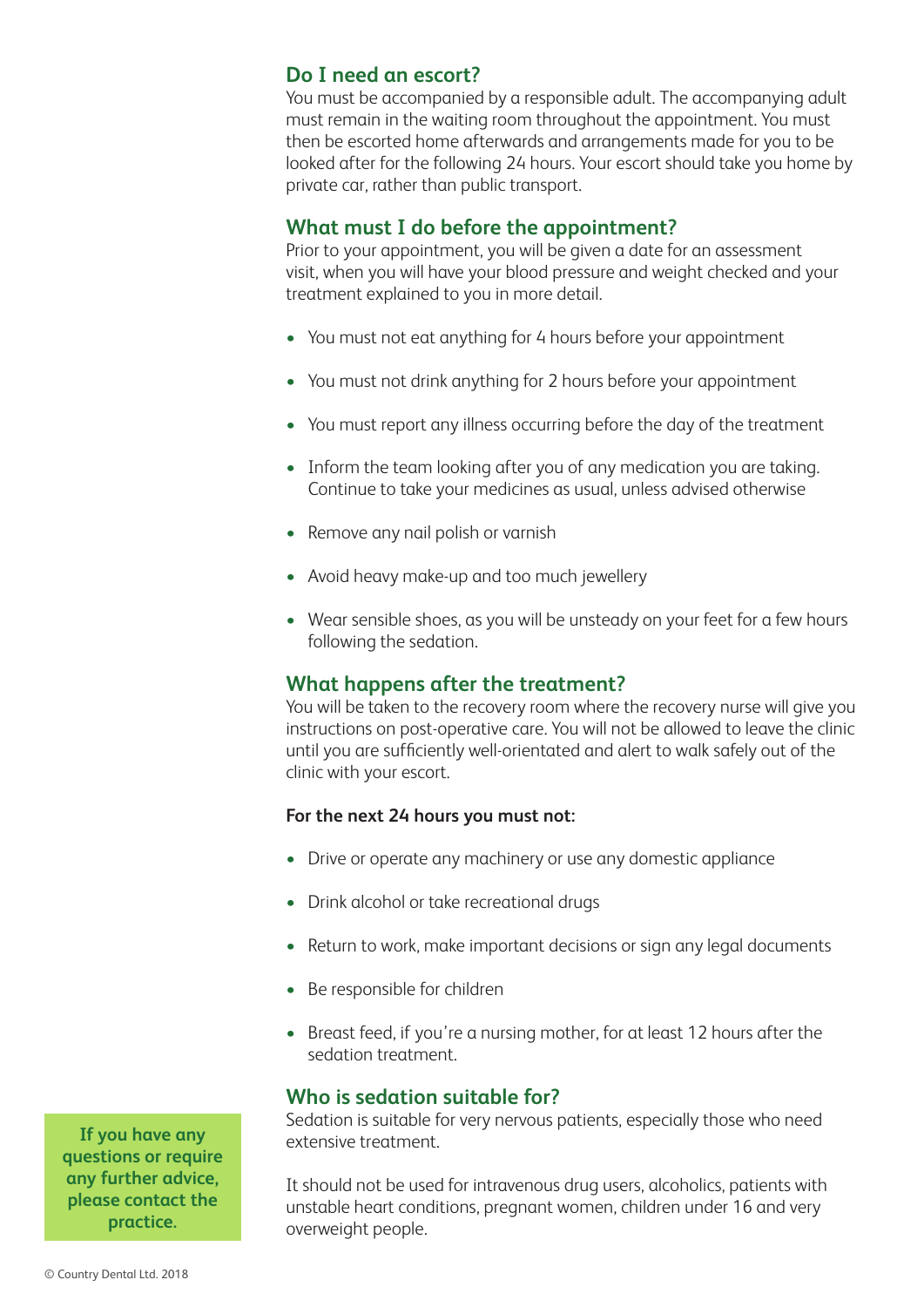## Do I need an escort?

You must be accompanied by a responsible adult. The accompanying adult must remain in the waiting room throughout the appointment. You must then be escorted home afterwards and arrangements made for you to be looked after for the following 24 hours. Your escort should take you home by private car, rather than public transport.

## What must I do before the appointment?

Prior to your appointment, you will be given a date for an assessment visit, when you will have your blood pressure and weight checked and your treatment explained to you in more detail.

- You must not eat anything for 4 hours before your appointment
- You must not drink anything for 2 hours before your appointment
- You must report any illness occurring before the day of the treatment
- Inform the team looking after you of any medication you are taking. Continue to take your medicines as usual, unless advised otherwise
- Remove any nail polish or varnish
- Avoid heavy make-up and too much jewellery
- Wear sensible shoes, as you will be unsteady on your feet for a few hours following the sedation.

## What happens after the treatment?

You will be taken to the recovery room where the recovery nurse will give you instructions on post-operative care. You will not be allowed to leave the clinic until you are sufficiently well-orientated and alert to walk safely out of the clinic with your escort.

**For the next 24 hours you must not:**

- Drive or operate any machinery or use any domestic appliance
- Drink alcohol or take recreational drugs
- Return to work, make important decisions or sign any legal documents
- Be responsible for children
- Breast feed, if you're a nursing mother, for at least 12 hours after the sedation treatment.

## Who is sedation suitable for?

Sedation is suitable for very nervous patients, especially those who need extensive treatment.

It should not be used for intravenous drug users, alcoholics, patients with unstable heart conditions, pregnant women, children under 16 and very overweight people.

**If you have any questions or require any further advice, please contact the practice.**

© Country Dental Ltd. 2018